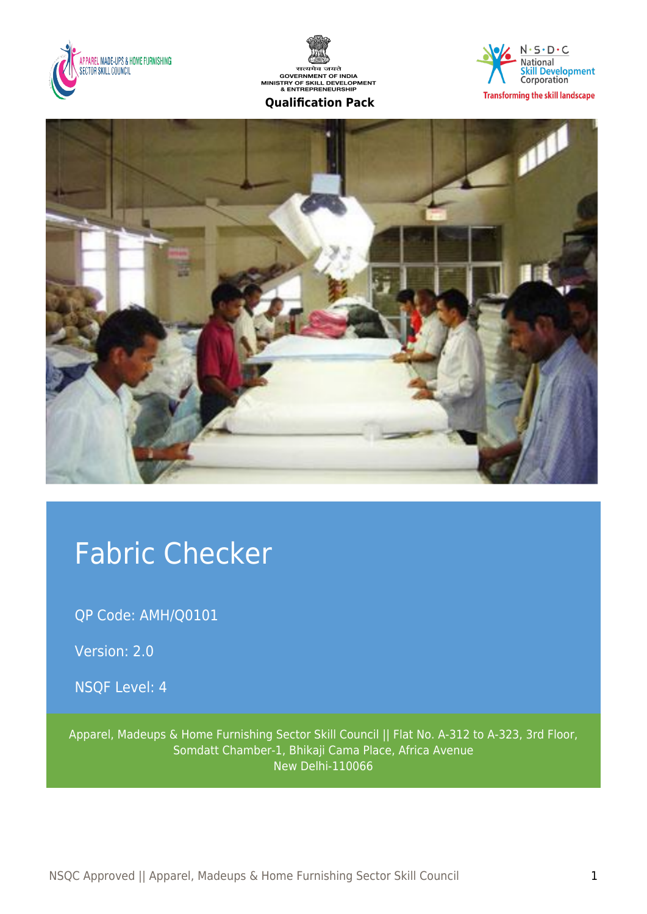APPAREL MADE-UPS & HOME FURNISHING SECTOR SKILL COUNCIL

सत्यमेव जयते
GOVERNMENT OF INDIA
MINISTRY OF SKILL DEVELOPMENT & ENTREPRENEURSHIP

**Qualification Pack**

N·S·D·C National Skill Development Corporation
Transforming the skill landscape

# Fabric Checker

QP Code: AMH/Q0101

Version: 2.0

NSQF Level: 4

Apparel, Madeups & Home Furnishing Sector Skill Council || Flat No. A-312 to A-323, 3rd Floor, Somdatt Chamber-1, Bhikaji Cama Place, Africa Avenue
New Delhi-110066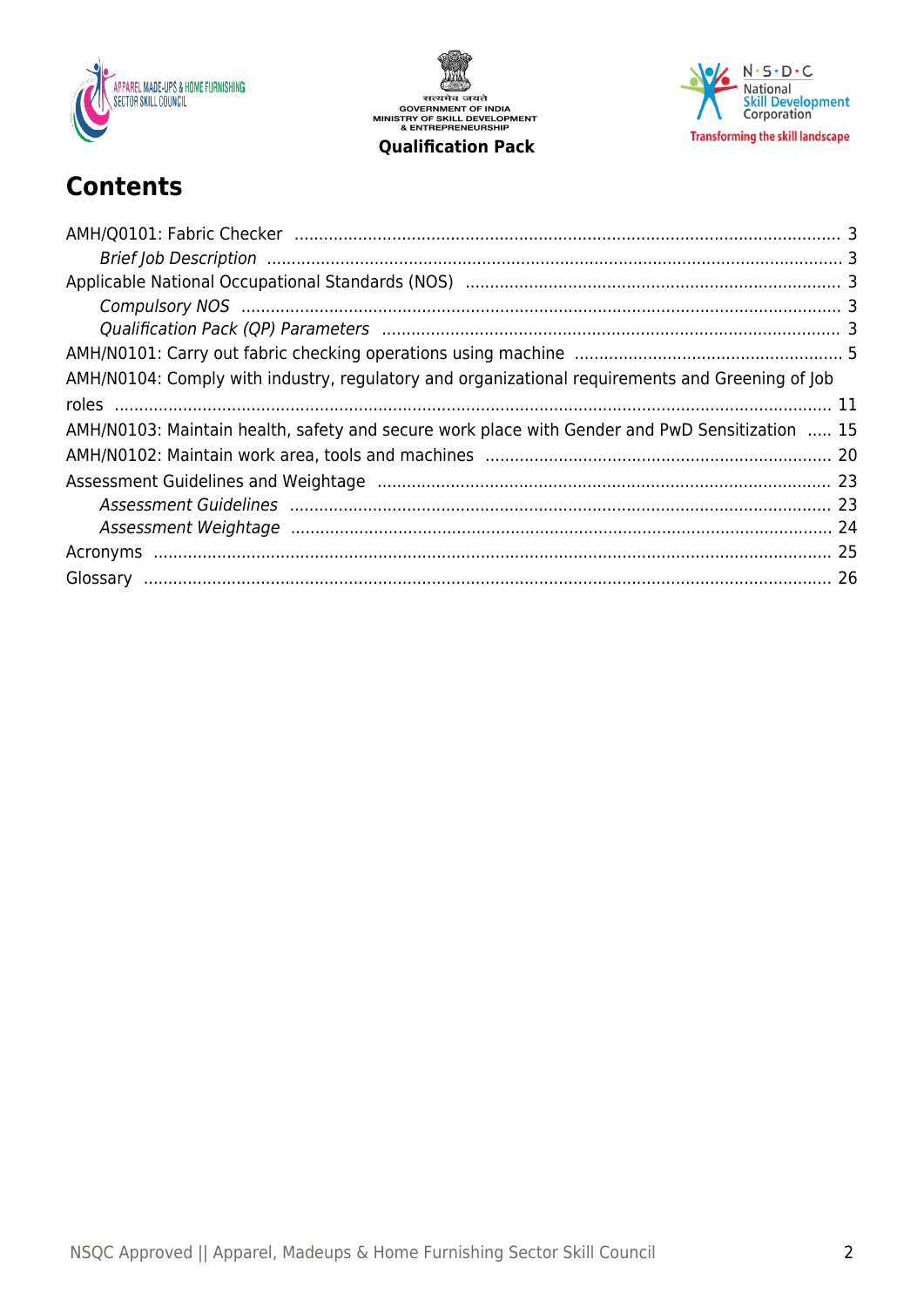# Contents

AMH/Q0101: Fabric Checker ........................................................................................................... 3

*Brief Job Description* ........................................................................................................... 3

Applicable National Occupational Standards (NOS) ........................................................................... 3

*Compulsory NOS* ........................................................................................................... 3

*Qualification Pack (QP) Parameters* ........................................................................................... 3

AMH/N0101: Carry out fabric checking operations using machine ...................................................... 5

AMH/N0104: Comply with industry, regulatory and organizational requirements and Greening of Job roles ........................................................................................................... 11

AMH/N0103: Maintain health, safety and secure work place with Gender and PwD Sensitization ..... 15

AMH/N0102: Maintain work area, tools and machines ...................................................................... 20

Assessment Guidelines and Weightage ........................................................................................... 23

*Assessment Guidelines* ........................................................................................................... 23

*Assessment Weightage* ........................................................................................................... 24

Acronyms ........................................................................................................... 25

Glossary ........................................................................................................... 26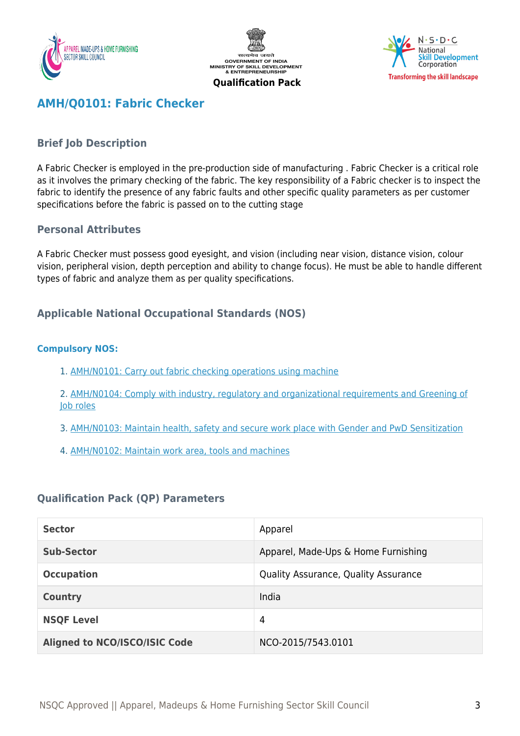# AMH/Q0101: Fabric Checker

## Brief Job Description

A Fabric Checker is employed in the pre-production side of manufacturing . Fabric Checker is a critical role as it involves the primary checking of the fabric. The key responsibility of a Fabric checker is to inspect the fabric to identify the presence of any fabric faults and other specific quality parameters as per customer specifications before the fabric is passed on to the cutting stage

## Personal Attributes

A Fabric Checker must possess good eyesight, and vision (including near vision, distance vision, colour vision, peripheral vision, depth perception and ability to change focus). He must be able to handle different types of fabric and analyze them as per quality specifications.

## Applicable National Occupational Standards (NOS)

### Compulsory NOS:

1. AMH/N0101: Carry out fabric checking operations using machine
2. AMH/N0104: Comply with industry, regulatory and organizational requirements and Greening of Job roles
3. AMH/N0103: Maintain health, safety and secure work place with Gender and PwD Sensitization
4. AMH/N0102: Maintain work area, tools and machines

## Qualification Pack (QP) Parameters

| | |
|---|---|
| **Sector** | Apparel |
| **Sub-Sector** | Apparel, Made-Ups & Home Furnishing |
| **Occupation** | Quality Assurance, Quality Assurance |
| **Country** | India |
| **NSQF Level** | 4 |
| **Aligned to NCO/ISCO/ISIC Code** | NCO-2015/7543.0101 |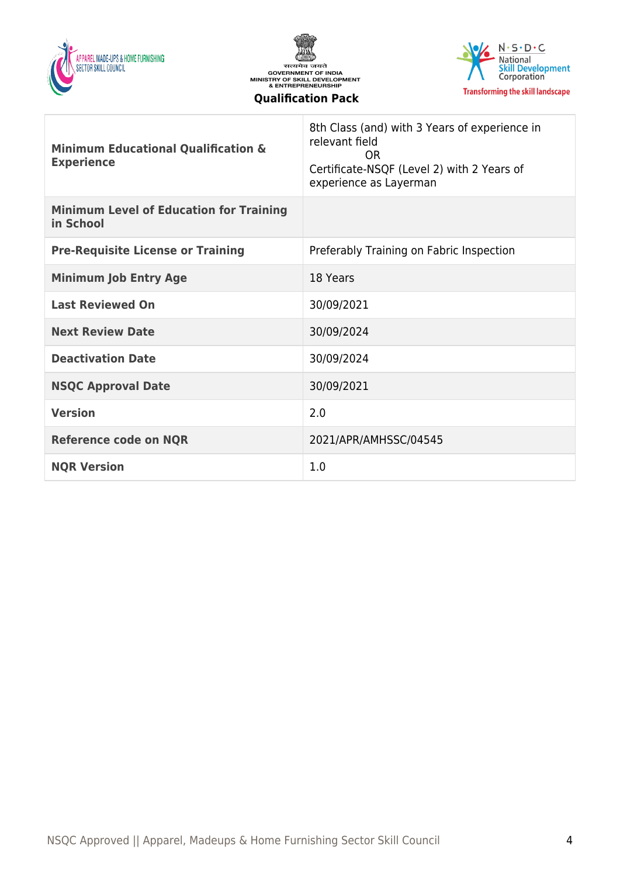| | |
|---|---|
| **Minimum Educational Qualification & Experience** | 8th Class (and) with 3 Years of experience in relevant field<br>OR<br>Certificate-NSQF (Level 2) with 2 Years of experience as Layerman |
| **Minimum Level of Education for Training in School** | |
| **Pre-Requisite License or Training** | Preferably Training on Fabric Inspection |
| **Minimum Job Entry Age** | 18 Years |
| **Last Reviewed On** | 30/09/2021 |
| **Next Review Date** | 30/09/2024 |
| **Deactivation Date** | 30/09/2024 |
| **NSQC Approval Date** | 30/09/2021 |
| **Version** | 2.0 |
| **Reference code on NQR** | 2021/APR/AMHSSC/04545 |
| **NQR Version** | 1.0 |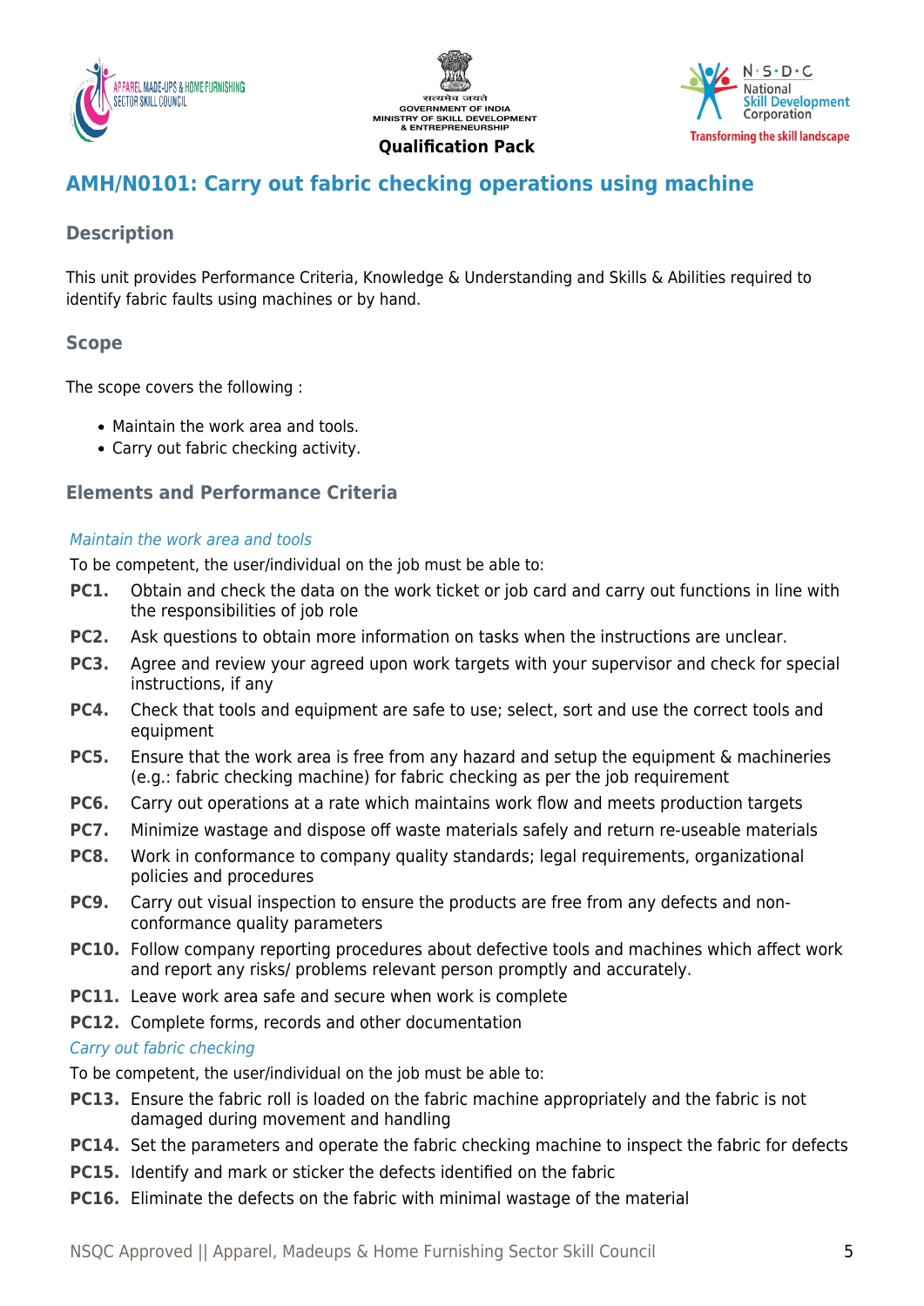## AMH/N0101: Carry out fabric checking operations using machine

### Description

This unit provides Performance Criteria, Knowledge & Understanding and Skills & Abilities required to identify fabric faults using machines or by hand.

### Scope

The scope covers the following :

- Maintain the work area and tools.
- Carry out fabric checking activity.

### Elements and Performance Criteria

*Maintain the work area and tools*

To be competent, the user/individual on the job must be able to:

**PC1.** Obtain and check the data on the work ticket or job card and carry out functions in line with the responsibilities of job role

**PC2.** Ask questions to obtain more information on tasks when the instructions are unclear.

**PC3.** Agree and review your agreed upon work targets with your supervisor and check for special instructions, if any

**PC4.** Check that tools and equipment are safe to use; select, sort and use the correct tools and equipment

**PC5.** Ensure that the work area is free from any hazard and setup the equipment & machineries (e.g.: fabric checking machine) for fabric checking as per the job requirement

**PC6.** Carry out operations at a rate which maintains work flow and meets production targets

**PC7.** Minimize wastage and dispose off waste materials safely and return re-useable materials

**PC8.** Work in conformance to company quality standards; legal requirements, organizational policies and procedures

**PC9.** Carry out visual inspection to ensure the products are free from any defects and non-conformance quality parameters

**PC10.** Follow company reporting procedures about defective tools and machines which affect work and report any risks/ problems relevant person promptly and accurately.

**PC11.** Leave work area safe and secure when work is complete

**PC12.** Complete forms, records and other documentation

*Carry out fabric checking*

To be competent, the user/individual on the job must be able to:

**PC13.** Ensure the fabric roll is loaded on the fabric machine appropriately and the fabric is not damaged during movement and handling

**PC14.** Set the parameters and operate the fabric checking machine to inspect the fabric for defects

**PC15.** Identify and mark or sticker the defects identified on the fabric

**PC16.** Eliminate the defects on the fabric with minimal wastage of the material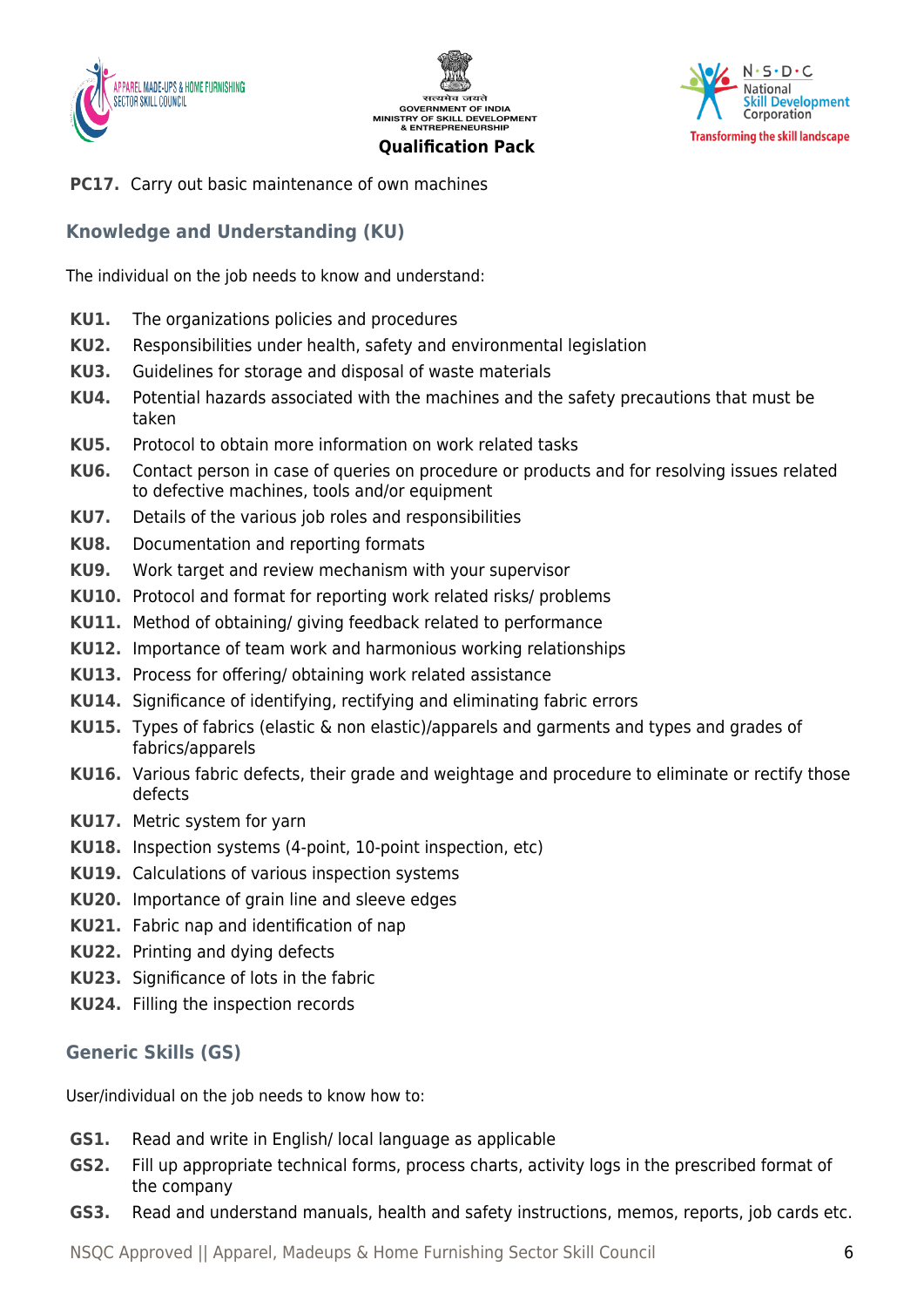**PC17.** Carry out basic maintenance of own machines

## Knowledge and Understanding (KU)

The individual on the job needs to know and understand:

**KU1.** The organizations policies and procedures
**KU2.** Responsibilities under health, safety and environmental legislation
**KU3.** Guidelines for storage and disposal of waste materials
**KU4.** Potential hazards associated with the machines and the safety precautions that must be taken
**KU5.** Protocol to obtain more information on work related tasks
**KU6.** Contact person in case of queries on procedure or products and for resolving issues related to defective machines, tools and/or equipment
**KU7.** Details of the various job roles and responsibilities
**KU8.** Documentation and reporting formats
**KU9.** Work target and review mechanism with your supervisor
**KU10.** Protocol and format for reporting work related risks/ problems
**KU11.** Method of obtaining/ giving feedback related to performance
**KU12.** Importance of team work and harmonious working relationships
**KU13.** Process for offering/ obtaining work related assistance
**KU14.** Significance of identifying, rectifying and eliminating fabric errors
**KU15.** Types of fabrics (elastic & non elastic)/apparels and garments and types and grades of fabrics/apparels
**KU16.** Various fabric defects, their grade and weightage and procedure to eliminate or rectify those defects
**KU17.** Metric system for yarn
**KU18.** Inspection systems (4-point, 10-point inspection, etc)
**KU19.** Calculations of various inspection systems
**KU20.** Importance of grain line and sleeve edges
**KU21.** Fabric nap and identification of nap
**KU22.** Printing and dying defects
**KU23.** Significance of lots in the fabric
**KU24.** Filling the inspection records

## Generic Skills (GS)

User/individual on the job needs to know how to:

**GS1.** Read and write in English/ local language as applicable
**GS2.** Fill up appropriate technical forms, process charts, activity logs in the prescribed format of the company
**GS3.** Read and understand manuals, health and safety instructions, memos, reports, job cards etc.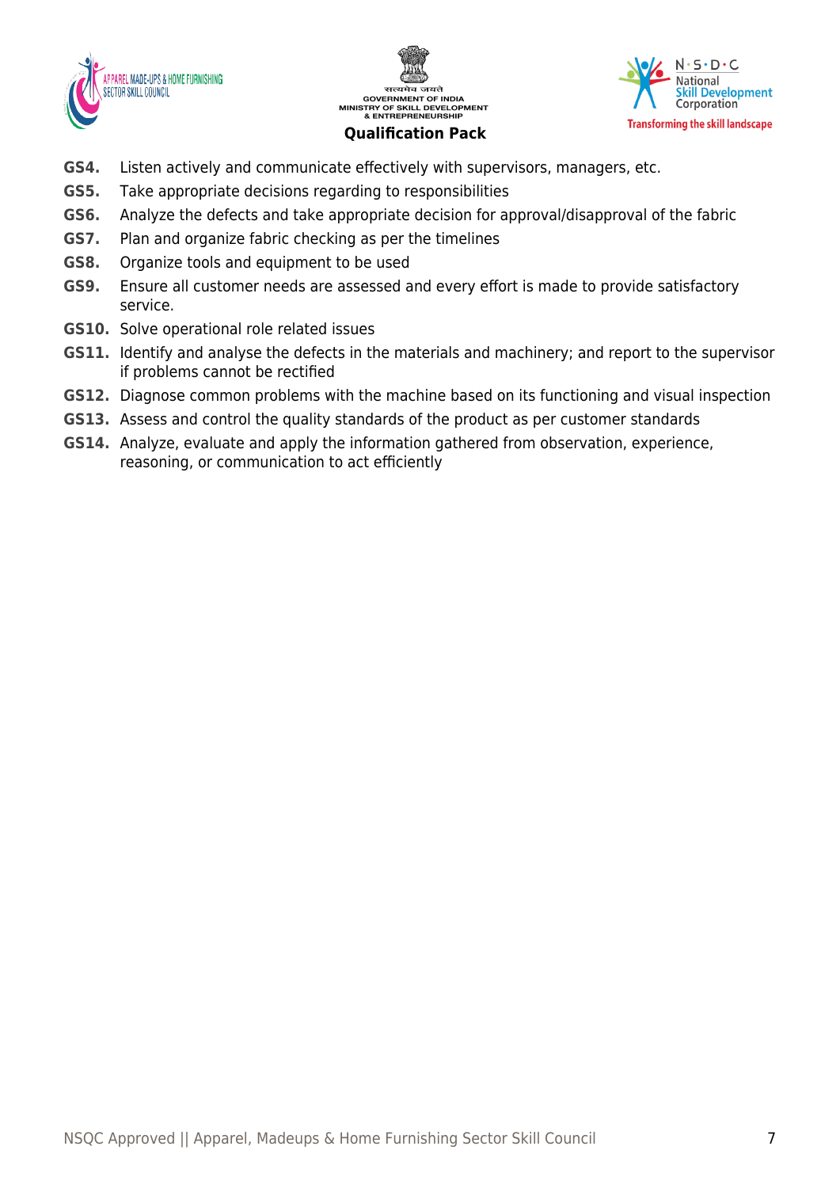**GS4.** Listen actively and communicate effectively with supervisors, managers, etc.

**GS5.** Take appropriate decisions regarding to responsibilities

**GS6.** Analyze the defects and take appropriate decision for approval/disapproval of the fabric

**GS7.** Plan and organize fabric checking as per the timelines

**GS8.** Organize tools and equipment to be used

**GS9.** Ensure all customer needs are assessed and every effort is made to provide satisfactory service.

**GS10.** Solve operational role related issues

**GS11.** Identify and analyse the defects in the materials and machinery; and report to the supervisor if problems cannot be rectified

**GS12.** Diagnose common problems with the machine based on its functioning and visual inspection

**GS13.** Assess and control the quality standards of the product as per customer standards

**GS14.** Analyze, evaluate and apply the information gathered from observation, experience, reasoning, or communication to act efficiently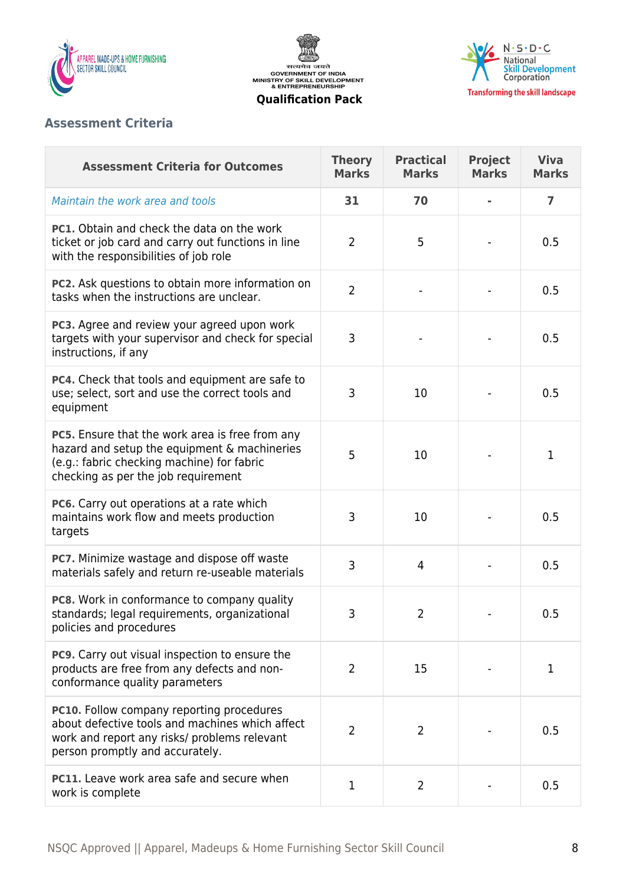## Assessment Criteria

| Assessment Criteria for Outcomes | Theory Marks | Practical Marks | Project Marks | Viva Marks |
|---|---|---|---|---|
| *Maintain the work area and tools* | **31** | **70** | **-** | **7** |
| **PC1.** Obtain and check the data on the work ticket or job card and carry out functions in line with the responsibilities of job role | 2 | 5 | - | 0.5 |
| **PC2.** Ask questions to obtain more information on tasks when the instructions are unclear. | 2 | - | - | 0.5 |
| **PC3.** Agree and review your agreed upon work targets with your supervisor and check for special instructions, if any | 3 | - | - | 0.5 |
| **PC4.** Check that tools and equipment are safe to use; select, sort and use the correct tools and equipment | 3 | 10 | - | 0.5 |
| **PC5.** Ensure that the work area is free from any hazard and setup the equipment & machineries (e.g.: fabric checking machine) for fabric checking as per the job requirement | 5 | 10 | - | 1 |
| **PC6.** Carry out operations at a rate which maintains work flow and meets production targets | 3 | 10 | - | 0.5 |
| **PC7.** Minimize wastage and dispose off waste materials safely and return re-useable materials | 3 | 4 | - | 0.5 |
| **PC8.** Work in conformance to company quality standards; legal requirements, organizational policies and procedures | 3 | 2 | - | 0.5 |
| **PC9.** Carry out visual inspection to ensure the products are free from any defects and non-conformance quality parameters | 2 | 15 | - | 1 |
| **PC10.** Follow company reporting procedures about defective tools and machines which affect work and report any risks/ problems relevant person promptly and accurately. | 2 | 2 | - | 0.5 |
| **PC11.** Leave work area safe and secure when work is complete | 1 | 2 | - | 0.5 |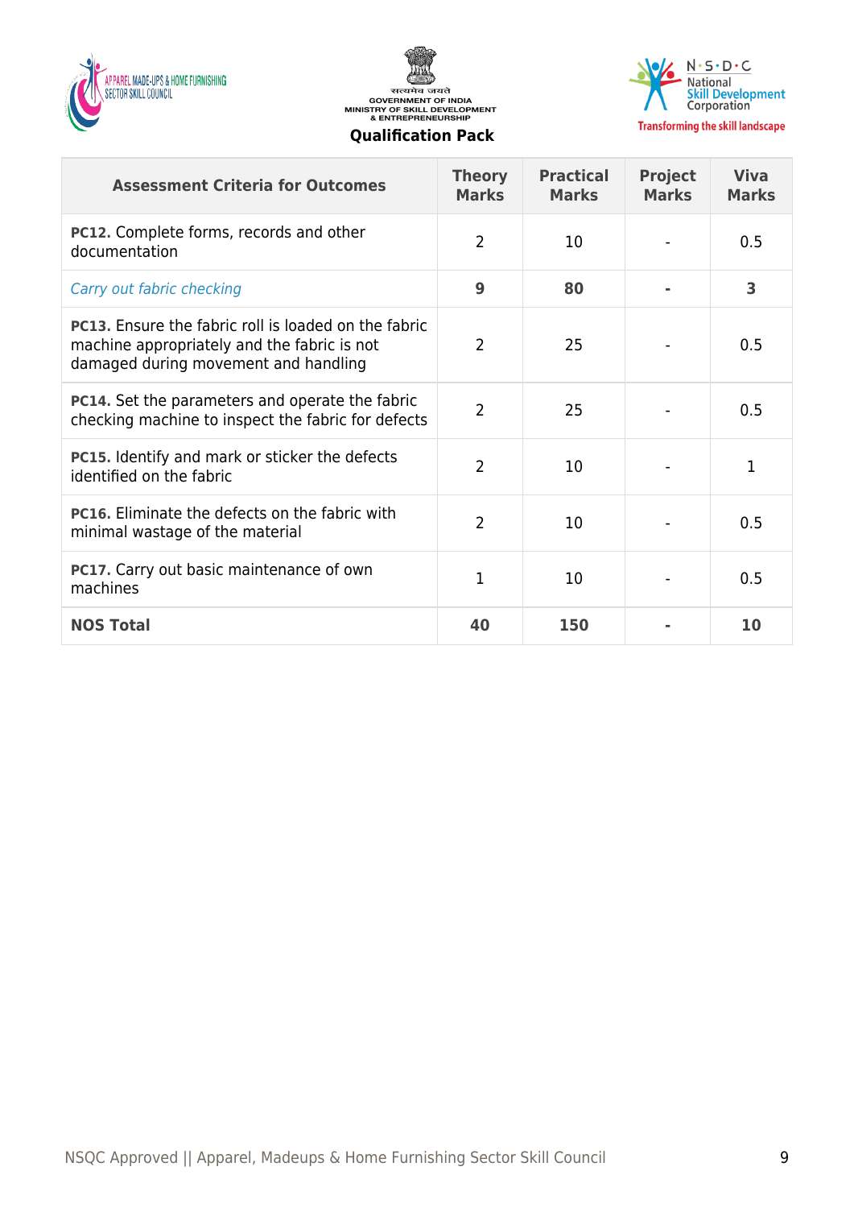| Assessment Criteria for Outcomes | Theory Marks | Practical Marks | Project Marks | Viva Marks |
|---|---|---|---|---|
| **PC12.** Complete forms, records and other documentation | 2 | 10 | - | 0.5 |
| *Carry out fabric checking* | **9** | **80** | **-** | **3** |
| **PC13.** Ensure the fabric roll is loaded on the fabric machine appropriately and the fabric is not damaged during movement and handling | 2 | 25 | - | 0.5 |
| **PC14.** Set the parameters and operate the fabric checking machine to inspect the fabric for defects | 2 | 25 | - | 0.5 |
| **PC15.** Identify and mark or sticker the defects identified on the fabric | 2 | 10 | - | 1 |
| **PC16.** Eliminate the defects on the fabric with minimal wastage of the material | 2 | 10 | - | 0.5 |
| **PC17.** Carry out basic maintenance of own machines | 1 | 10 | - | 0.5 |
| **NOS Total** | **40** | **150** | **-** | **10** |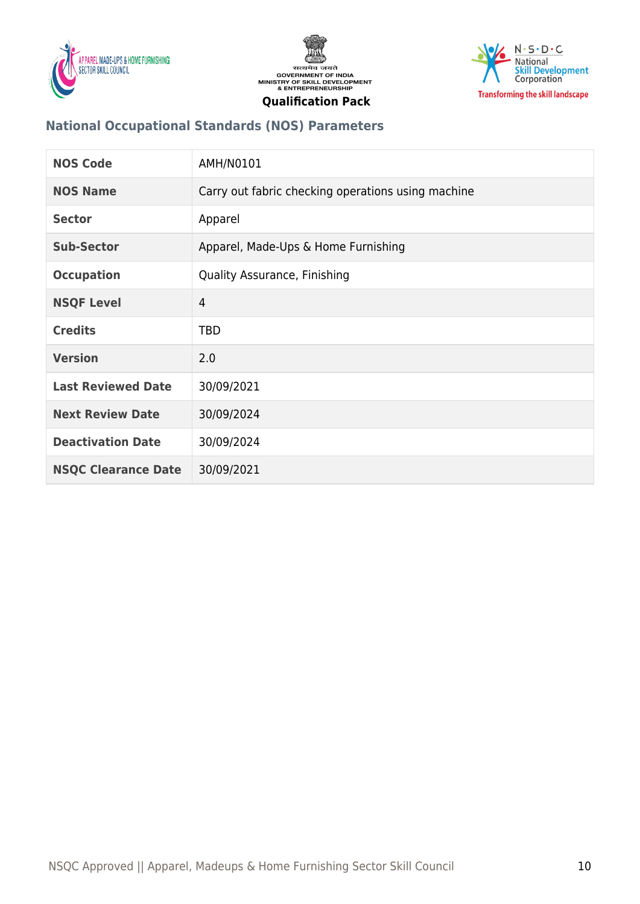## National Occupational Standards (NOS) Parameters

| NOS Code | AMH/N0101 |
| --- | --- |
| NOS Name | Carry out fabric checking operations using machine |
| Sector | Apparel |
| Sub-Sector | Apparel, Made-Ups & Home Furnishing |
| Occupation | Quality Assurance, Finishing |
| NSQF Level | 4 |
| Credits | TBD |
| Version | 2.0 |
| Last Reviewed Date | 30/09/2021 |
| Next Review Date | 30/09/2024 |
| Deactivation Date | 30/09/2024 |
| NSQC Clearance Date | 30/09/2021 |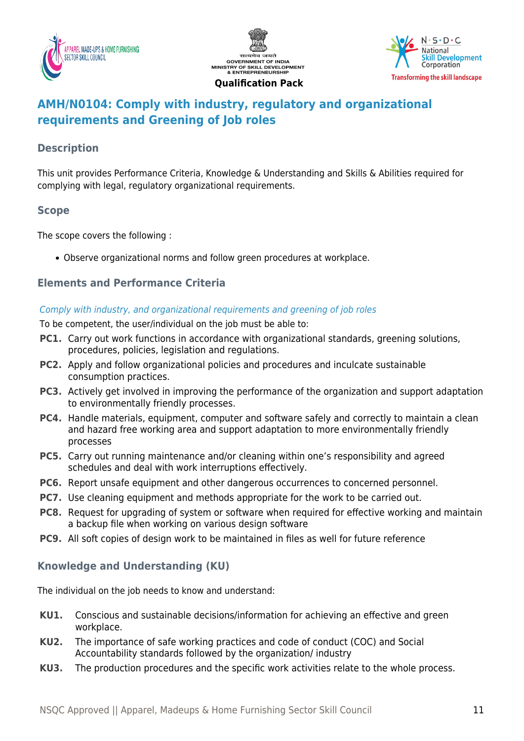## AMH/N0104: Comply with industry, regulatory and organizational requirements and Greening of Job roles

### Description

This unit provides Performance Criteria, Knowledge & Understanding and Skills & Abilities required for complying with legal, regulatory organizational requirements.

### Scope

The scope covers the following :

- Observe organizational norms and follow green procedures at workplace.

### Elements and Performance Criteria

*Comply with industry, and organizational requirements and greening of job roles*

To be competent, the user/individual on the job must be able to:

**PC1.** Carry out work functions in accordance with organizational standards, greening solutions, procedures, policies, legislation and regulations.

**PC2.** Apply and follow organizational policies and procedures and inculcate sustainable consumption practices.

**PC3.** Actively get involved in improving the performance of the organization and support adaptation to environmentally friendly processes.

**PC4.** Handle materials, equipment, computer and software safely and correctly to maintain a clean and hazard free working area and support adaptation to more environmentally friendly processes

**PC5.** Carry out running maintenance and/or cleaning within one's responsibility and agreed schedules and deal with work interruptions effectively.

**PC6.** Report unsafe equipment and other dangerous occurrences to concerned personnel.

**PC7.** Use cleaning equipment and methods appropriate for the work to be carried out.

**PC8.** Request for upgrading of system or software when required for effective working and maintain a backup file when working on various design software

**PC9.** All soft copies of design work to be maintained in files as well for future reference

### Knowledge and Understanding (KU)

The individual on the job needs to know and understand:

**KU1.** Conscious and sustainable decisions/information for achieving an effective and green workplace.

**KU2.** The importance of safe working practices and code of conduct (COC) and Social Accountability standards followed by the organization/ industry

**KU3.** The production procedures and the specific work activities relate to the whole process.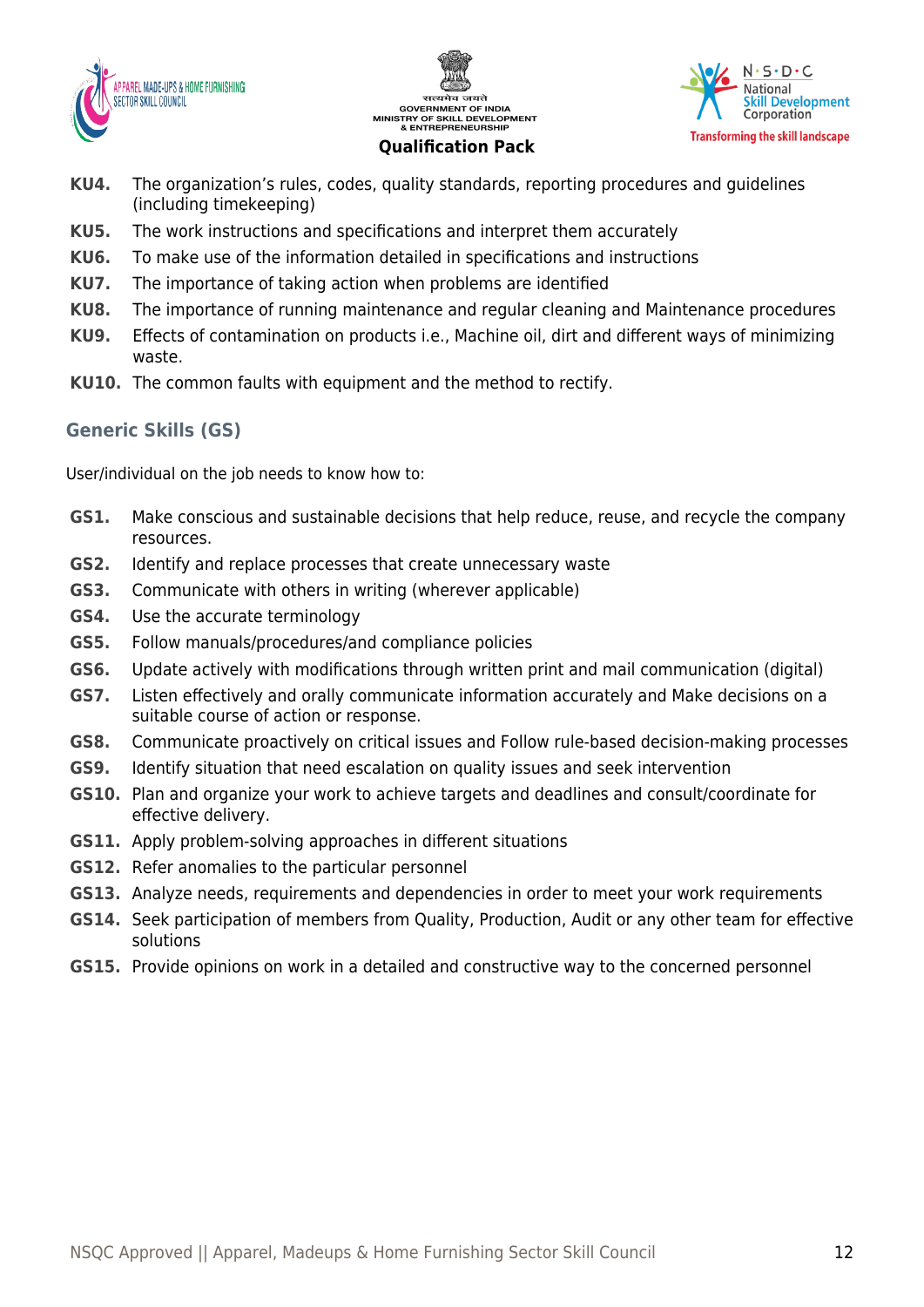**KU4.** The organization's rules, codes, quality standards, reporting procedures and guidelines (including timekeeping)

**KU5.** The work instructions and specifications and interpret them accurately

**KU6.** To make use of the information detailed in specifications and instructions

**KU7.** The importance of taking action when problems are identified

**KU8.** The importance of running maintenance and regular cleaning and Maintenance procedures

**KU9.** Effects of contamination on products i.e., Machine oil, dirt and different ways of minimizing waste.

**KU10.** The common faults with equipment and the method to rectify.

## Generic Skills (GS)

User/individual on the job needs to know how to:

**GS1.** Make conscious and sustainable decisions that help reduce, reuse, and recycle the company resources.

**GS2.** Identify and replace processes that create unnecessary waste

**GS3.** Communicate with others in writing (wherever applicable)

**GS4.** Use the accurate terminology

**GS5.** Follow manuals/procedures/and compliance policies

**GS6.** Update actively with modifications through written print and mail communication (digital)

**GS7.** Listen effectively and orally communicate information accurately and Make decisions on a suitable course of action or response.

**GS8.** Communicate proactively on critical issues and Follow rule-based decision-making processes

**GS9.** Identify situation that need escalation on quality issues and seek intervention

**GS10.** Plan and organize your work to achieve targets and deadlines and consult/coordinate for effective delivery.

**GS11.** Apply problem-solving approaches in different situations

**GS12.** Refer anomalies to the particular personnel

**GS13.** Analyze needs, requirements and dependencies in order to meet your work requirements

**GS14.** Seek participation of members from Quality, Production, Audit or any other team for effective solutions

**GS15.** Provide opinions on work in a detailed and constructive way to the concerned personnel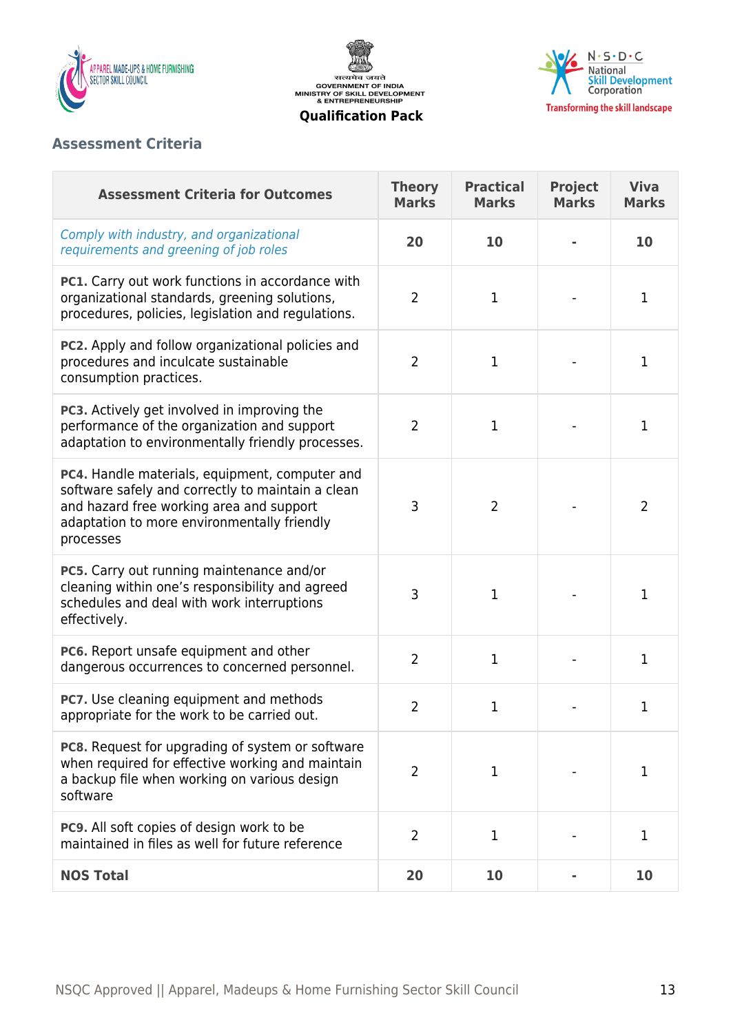## Assessment Criteria

| Assessment Criteria for Outcomes | Theory Marks | Practical Marks | Project Marks | Viva Marks |
|---|---|---|---|---|
| *Comply with industry, and organizational requirements and greening of job roles* | **20** | **10** | **-** | **10** |
| **PC1.** Carry out work functions in accordance with organizational standards, greening solutions, procedures, policies, legislation and regulations. | 2 | 1 | - | 1 |
| **PC2.** Apply and follow organizational policies and procedures and inculcate sustainable consumption practices. | 2 | 1 | - | 1 |
| **PC3.** Actively get involved in improving the performance of the organization and support adaptation to environmentally friendly processes. | 2 | 1 | - | 1 |
| **PC4.** Handle materials, equipment, computer and software safely and correctly to maintain a clean and hazard free working area and support adaptation to more environmentally friendly processes | 3 | 2 | - | 2 |
| **PC5.** Carry out running maintenance and/or cleaning within one's responsibility and agreed schedules and deal with work interruptions effectively. | 3 | 1 | - | 1 |
| **PC6.** Report unsafe equipment and other dangerous occurrences to concerned personnel. | 2 | 1 | - | 1 |
| **PC7.** Use cleaning equipment and methods appropriate for the work to be carried out. | 2 | 1 | - | 1 |
| **PC8.** Request for upgrading of system or software when required for effective working and maintain a backup file when working on various design software | 2 | 1 | - | 1 |
| **PC9.** All soft copies of design work to be maintained in files as well for future reference | 2 | 1 | - | 1 |
| **NOS Total** | **20** | **10** | **-** | **10** |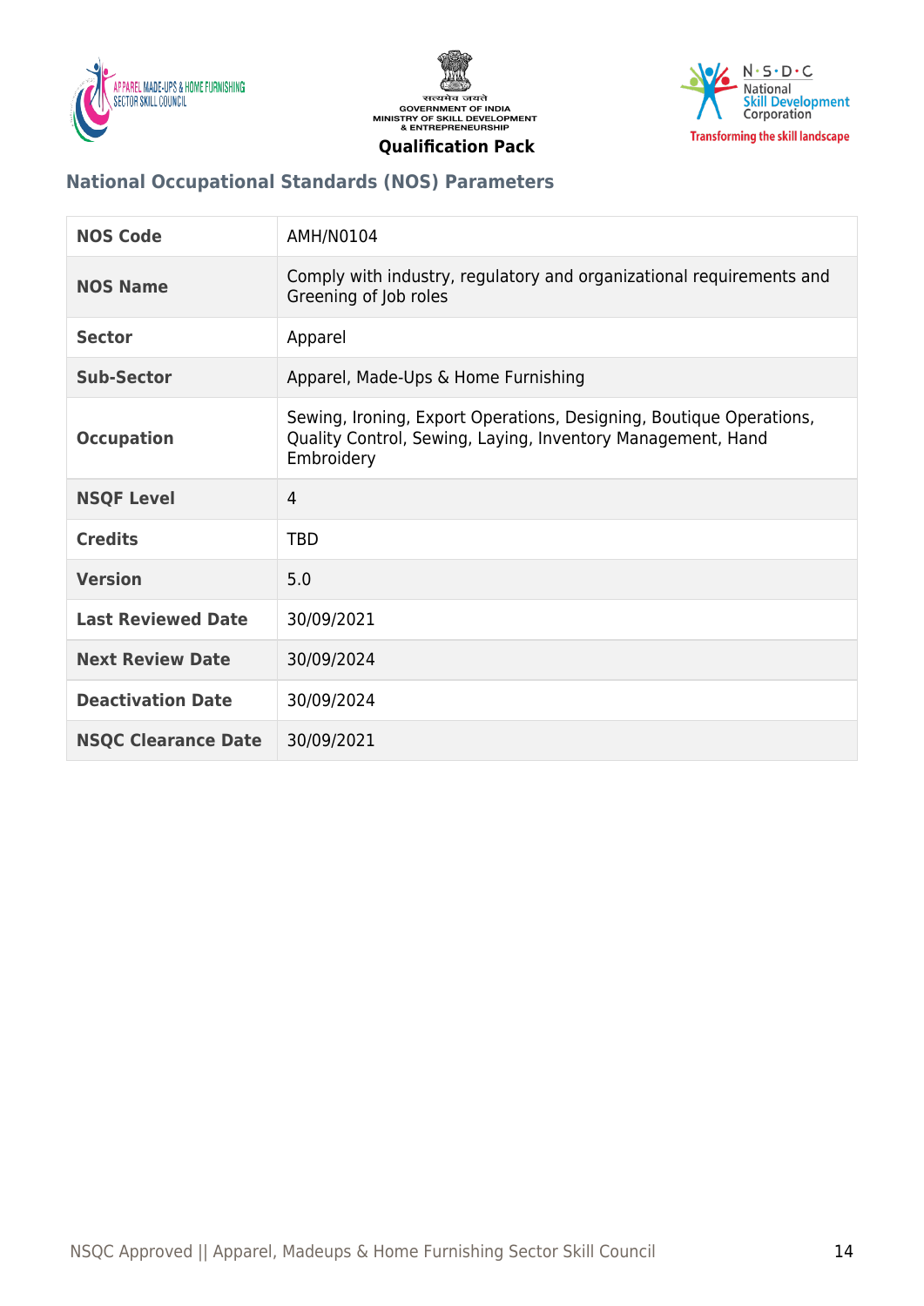### National Occupational Standards (NOS) Parameters

| NOS Code | AMH/N0104 |
| --- | --- |
| NOS Name | Comply with industry, regulatory and organizational requirements and Greening of Job roles |
| Sector | Apparel |
| Sub-Sector | Apparel, Made-Ups & Home Furnishing |
| Occupation | Sewing, Ironing, Export Operations, Designing, Boutique Operations, Quality Control, Sewing, Laying, Inventory Management, Hand Embroidery |
| NSQF Level | 4 |
| Credits | TBD |
| Version | 5.0 |
| Last Reviewed Date | 30/09/2021 |
| Next Review Date | 30/09/2024 |
| Deactivation Date | 30/09/2024 |
| NSQC Clearance Date | 30/09/2021 |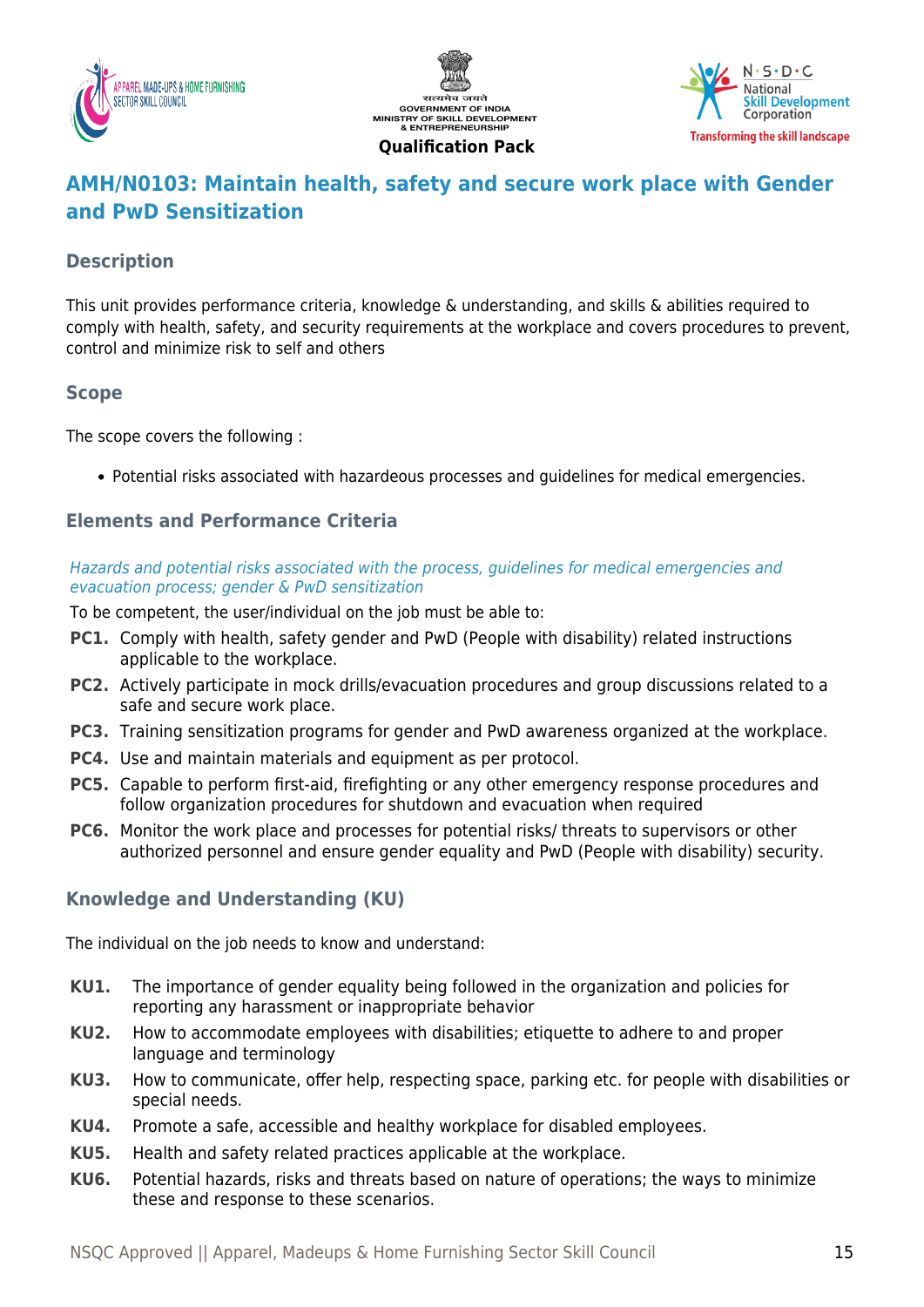## AMH/N0103: Maintain health, safety and secure work place with Gender and PwD Sensitization

### Description

This unit provides performance criteria, knowledge & understanding, and skills & abilities required to comply with health, safety, and security requirements at the workplace and covers procedures to prevent, control and minimize risk to self and others

### Scope

The scope covers the following :

- Potential risks associated with hazardeous processes and guidelines for medical emergencies.

### Elements and Performance Criteria

*Hazards and potential risks associated with the process, guidelines for medical emergencies and evacuation process; gender & PwD sensitization*

To be competent, the user/individual on the job must be able to:

**PC1.** Comply with health, safety gender and PwD (People with disability) related instructions applicable to the workplace.

**PC2.** Actively participate in mock drills/evacuation procedures and group discussions related to a safe and secure work place.

**PC3.** Training sensitization programs for gender and PwD awareness organized at the workplace.

**PC4.** Use and maintain materials and equipment as per protocol.

**PC5.** Capable to perform first-aid, firefighting or any other emergency response procedures and follow organization procedures for shutdown and evacuation when required

**PC6.** Monitor the work place and processes for potential risks/ threats to supervisors or other authorized personnel and ensure gender equality and PwD (People with disability) security.

### Knowledge and Understanding (KU)

The individual on the job needs to know and understand:

**KU1.** The importance of gender equality being followed in the organization and policies for reporting any harassment or inappropriate behavior

**KU2.** How to accommodate employees with disabilities; etiquette to adhere to and proper language and terminology

**KU3.** How to communicate, offer help, respecting space, parking etc. for people with disabilities or special needs.

**KU4.** Promote a safe, accessible and healthy workplace for disabled employees.

**KU5.** Health and safety related practices applicable at the workplace.

**KU6.** Potential hazards, risks and threats based on nature of operations; the ways to minimize these and response to these scenarios.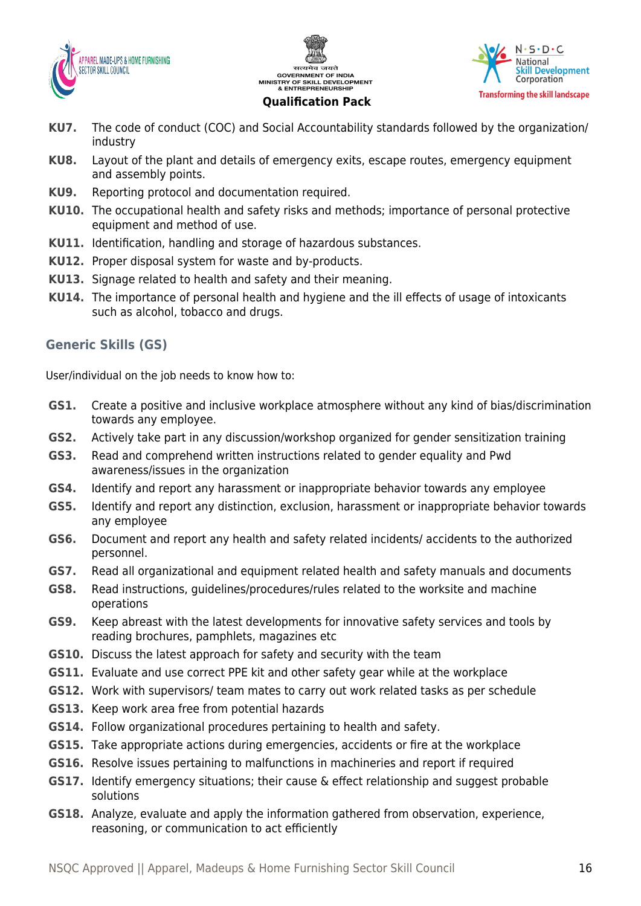**KU7.** The code of conduct (COC) and Social Accountability standards followed by the organization/ industry

**KU8.** Layout of the plant and details of emergency exits, escape routes, emergency equipment and assembly points.

**KU9.** Reporting protocol and documentation required.

**KU10.** The occupational health and safety risks and methods; importance of personal protective equipment and method of use.

**KU11.** Identification, handling and storage of hazardous substances.

**KU12.** Proper disposal system for waste and by-products.

**KU13.** Signage related to health and safety and their meaning.

**KU14.** The importance of personal health and hygiene and the ill effects of usage of intoxicants such as alcohol, tobacco and drugs.

## Generic Skills (GS)

User/individual on the job needs to know how to:

**GS1.** Create a positive and inclusive workplace atmosphere without any kind of bias/discrimination towards any employee.

**GS2.** Actively take part in any discussion/workshop organized for gender sensitization training

**GS3.** Read and comprehend written instructions related to gender equality and Pwd awareness/issues in the organization

**GS4.** Identify and report any harassment or inappropriate behavior towards any employee

**GS5.** Identify and report any distinction, exclusion, harassment or inappropriate behavior towards any employee

**GS6.** Document and report any health and safety related incidents/ accidents to the authorized personnel.

**GS7.** Read all organizational and equipment related health and safety manuals and documents

**GS8.** Read instructions, guidelines/procedures/rules related to the worksite and machine operations

**GS9.** Keep abreast with the latest developments for innovative safety services and tools by reading brochures, pamphlets, magazines etc

**GS10.** Discuss the latest approach for safety and security with the team

**GS11.** Evaluate and use correct PPE kit and other safety gear while at the workplace

**GS12.** Work with supervisors/ team mates to carry out work related tasks as per schedule

**GS13.** Keep work area free from potential hazards

**GS14.** Follow organizational procedures pertaining to health and safety.

**GS15.** Take appropriate actions during emergencies, accidents or fire at the workplace

**GS16.** Resolve issues pertaining to malfunctions in machineries and report if required

**GS17.** Identify emergency situations; their cause & effect relationship and suggest probable solutions

**GS18.** Analyze, evaluate and apply the information gathered from observation, experience, reasoning, or communication to act efficiently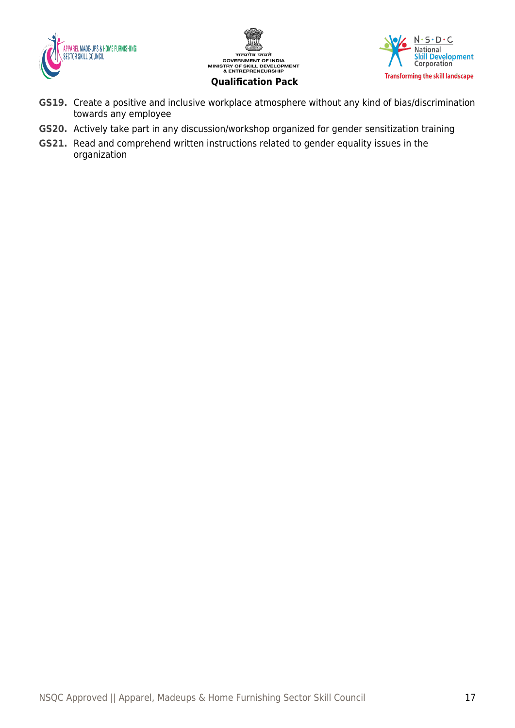**GS19.** Create a positive and inclusive workplace atmosphere without any kind of bias/discrimination towards any employee

**GS20.** Actively take part in any discussion/workshop organized for gender sensitization training

**GS21.** Read and comprehend written instructions related to gender equality issues in the organization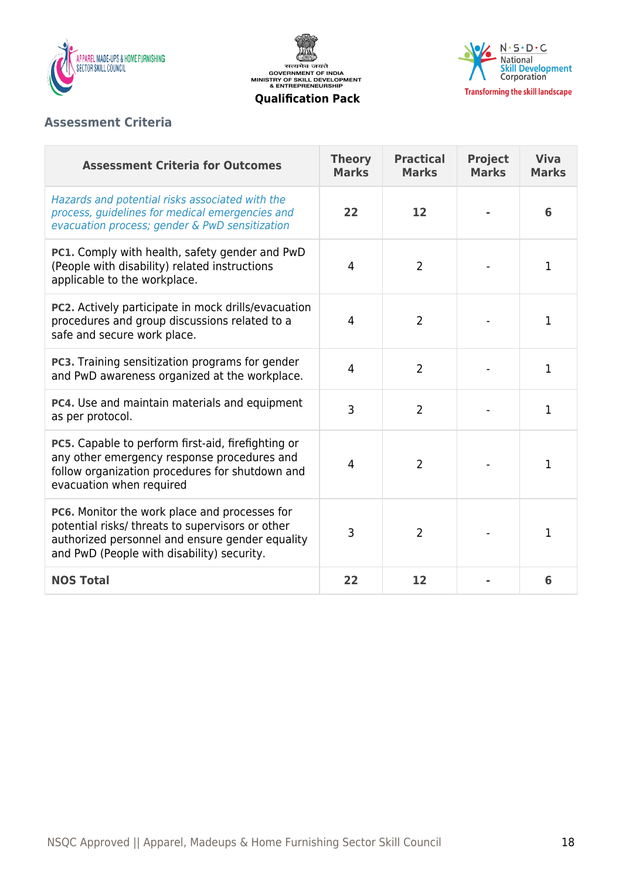## Assessment Criteria

| Assessment Criteria for Outcomes | Theory Marks | Practical Marks | Project Marks | Viva Marks |
|---|---|---|---|---|
| *Hazards and potential risks associated with the process, guidelines for medical emergencies and evacuation process; gender & PwD sensitization* | **22** | **12** | **-** | **6** |
| **PC1.** Comply with health, safety gender and PwD (People with disability) related instructions applicable to the workplace. | 4 | 2 | - | 1 |
| **PC2.** Actively participate in mock drills/evacuation procedures and group discussions related to a safe and secure work place. | 4 | 2 | - | 1 |
| **PC3.** Training sensitization programs for gender and PwD awareness organized at the workplace. | 4 | 2 | - | 1 |
| **PC4.** Use and maintain materials and equipment as per protocol. | 3 | 2 | - | 1 |
| **PC5.** Capable to perform first-aid, firefighting or any other emergency response procedures and follow organization procedures for shutdown and evacuation when required | 4 | 2 | - | 1 |
| **PC6.** Monitor the work place and processes for potential risks/ threats to supervisors or other authorized personnel and ensure gender equality and PwD (People with disability) security. | 3 | 2 | - | 1 |
| **NOS Total** | **22** | **12** | **-** | **6** |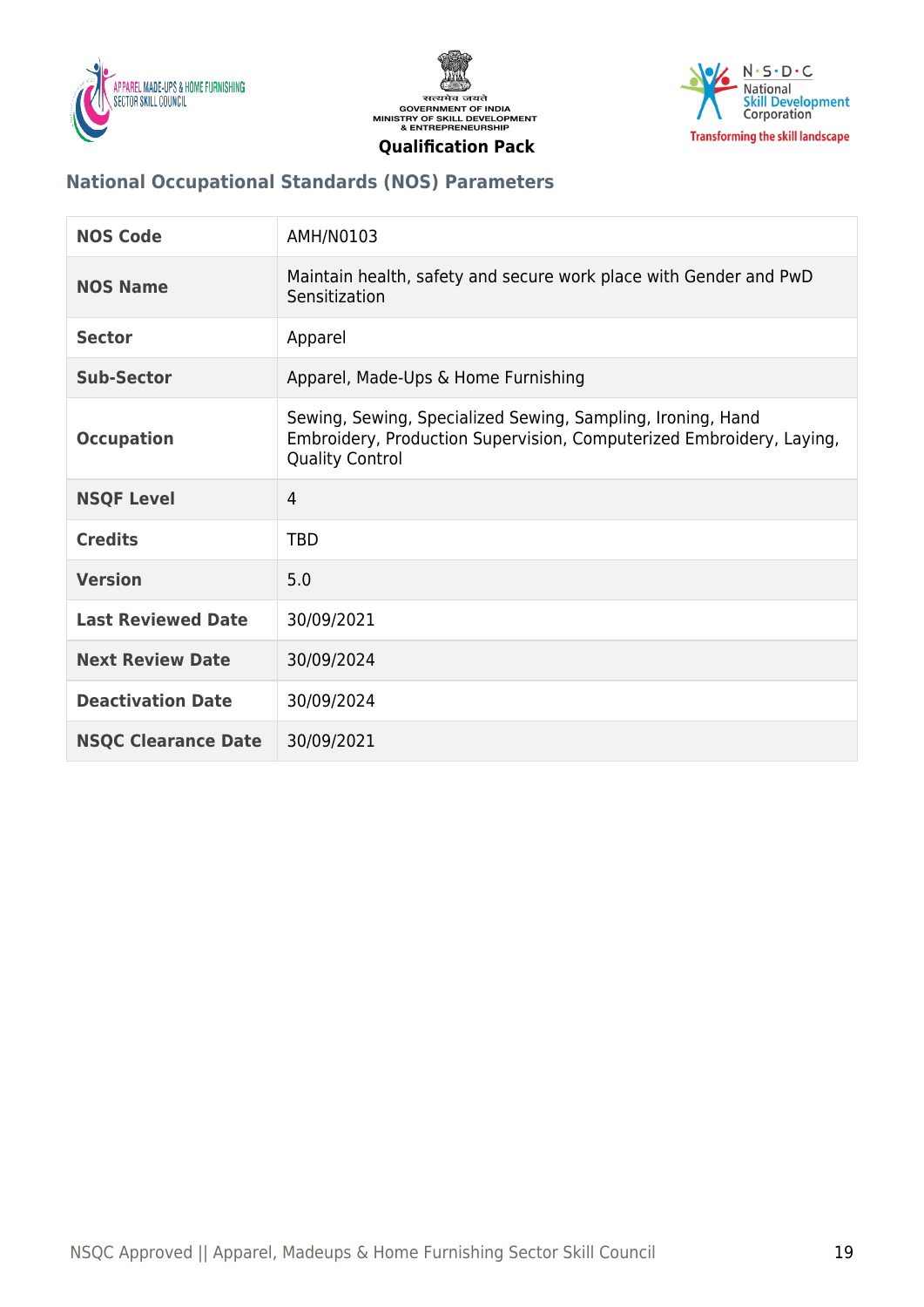## National Occupational Standards (NOS) Parameters

| NOS Code | AMH/N0103 |
|---|---|
| NOS Name | Maintain health, safety and secure work place with Gender and PwD Sensitization |
| Sector | Apparel |
| Sub-Sector | Apparel, Made-Ups & Home Furnishing |
| Occupation | Sewing, Sewing, Specialized Sewing, Sampling, Ironing, Hand Embroidery, Production Supervision, Computerized Embroidery, Laying, Quality Control |
| NSQF Level | 4 |
| Credits | TBD |
| Version | 5.0 |
| Last Reviewed Date | 30/09/2021 |
| Next Review Date | 30/09/2024 |
| Deactivation Date | 30/09/2024 |
| NSQC Clearance Date | 30/09/2021 |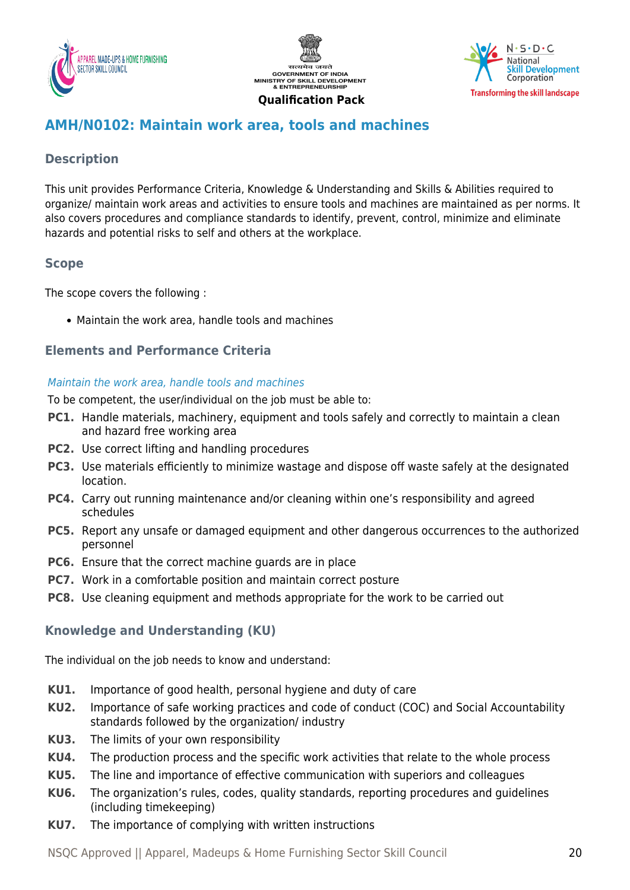## AMH/N0102: Maintain work area, tools and machines

### Description

This unit provides Performance Criteria, Knowledge & Understanding and Skills & Abilities required to organize/ maintain work areas and activities to ensure tools and machines are maintained as per norms. It also covers procedures and compliance standards to identify, prevent, control, minimize and eliminate hazards and potential risks to self and others at the workplace.

### Scope

The scope covers the following :

- Maintain the work area, handle tools and machines

### Elements and Performance Criteria

*Maintain the work area, handle tools and machines*

To be competent, the user/individual on the job must be able to:

**PC1.** Handle materials, machinery, equipment and tools safely and correctly to maintain a clean and hazard free working area

**PC2.** Use correct lifting and handling procedures

**PC3.** Use materials efficiently to minimize wastage and dispose off waste safely at the designated location.

**PC4.** Carry out running maintenance and/or cleaning within one's responsibility and agreed schedules

**PC5.** Report any unsafe or damaged equipment and other dangerous occurrences to the authorized personnel

**PC6.** Ensure that the correct machine guards are in place

**PC7.** Work in a comfortable position and maintain correct posture

**PC8.** Use cleaning equipment and methods appropriate for the work to be carried out

### Knowledge and Understanding (KU)

The individual on the job needs to know and understand:

**KU1.** Importance of good health, personal hygiene and duty of care

**KU2.** Importance of safe working practices and code of conduct (COC) and Social Accountability standards followed by the organization/ industry

**KU3.** The limits of your own responsibility

**KU4.** The production process and the specific work activities that relate to the whole process

**KU5.** The line and importance of effective communication with superiors and colleagues

**KU6.** The organization's rules, codes, quality standards, reporting procedures and guidelines (including timekeeping)

**KU7.** The importance of complying with written instructions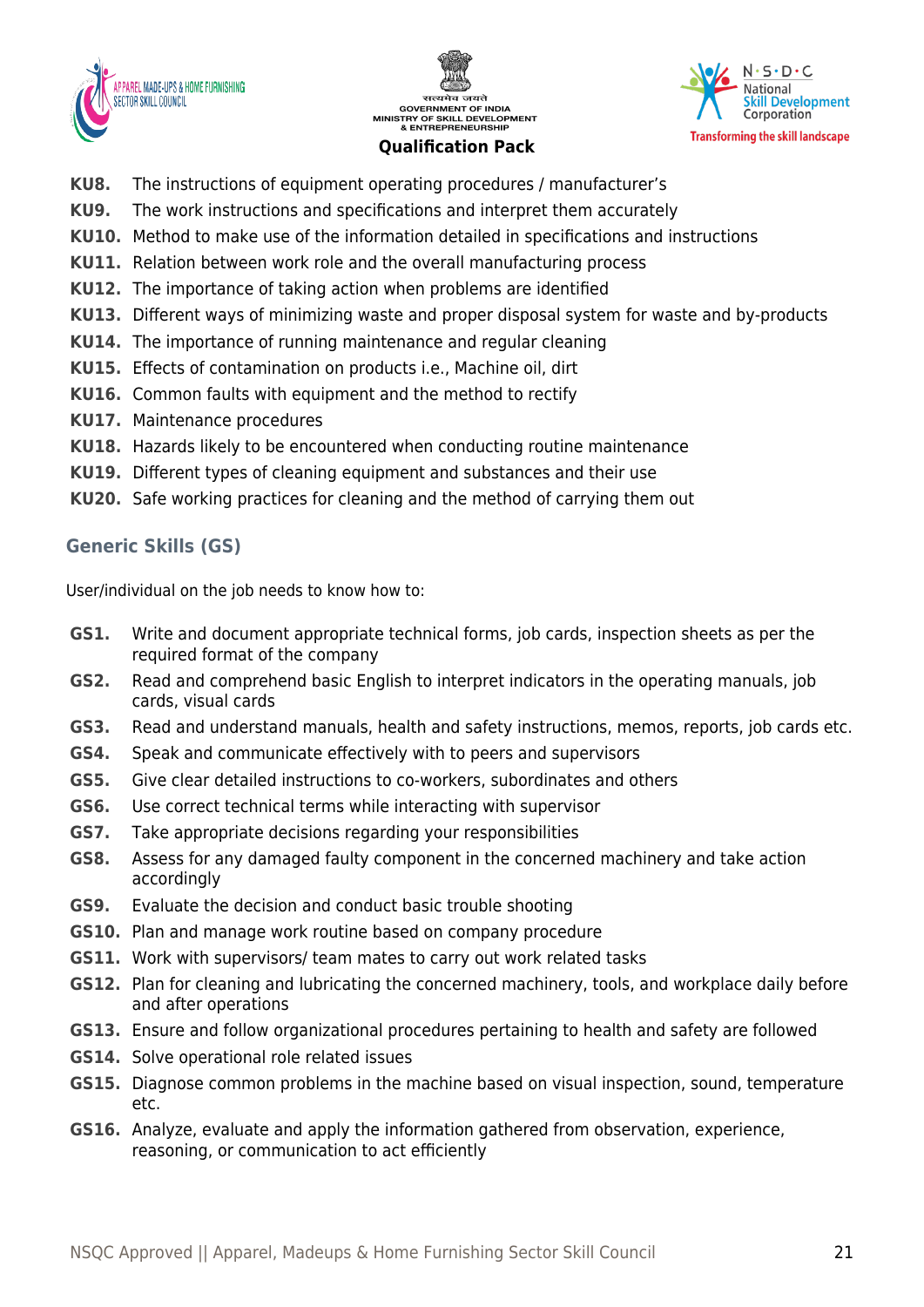**KU8.** The instructions of equipment operating procedures / manufacturer's
**KU9.** The work instructions and specifications and interpret them accurately
**KU10.** Method to make use of the information detailed in specifications and instructions
**KU11.** Relation between work role and the overall manufacturing process
**KU12.** The importance of taking action when problems are identified
**KU13.** Different ways of minimizing waste and proper disposal system for waste and by-products
**KU14.** The importance of running maintenance and regular cleaning
**KU15.** Effects of contamination on products i.e., Machine oil, dirt
**KU16.** Common faults with equipment and the method to rectify
**KU17.** Maintenance procedures
**KU18.** Hazards likely to be encountered when conducting routine maintenance
**KU19.** Different types of cleaning equipment and substances and their use
**KU20.** Safe working practices for cleaning and the method of carrying them out

### Generic Skills (GS)

User/individual on the job needs to know how to:

**GS1.** Write and document appropriate technical forms, job cards, inspection sheets as per the required format of the company
**GS2.** Read and comprehend basic English to interpret indicators in the operating manuals, job cards, visual cards
**GS3.** Read and understand manuals, health and safety instructions, memos, reports, job cards etc.
**GS4.** Speak and communicate effectively with to peers and supervisors
**GS5.** Give clear detailed instructions to co-workers, subordinates and others
**GS6.** Use correct technical terms while interacting with supervisor
**GS7.** Take appropriate decisions regarding your responsibilities
**GS8.** Assess for any damaged faulty component in the concerned machinery and take action accordingly
**GS9.** Evaluate the decision and conduct basic trouble shooting
**GS10.** Plan and manage work routine based on company procedure
**GS11.** Work with supervisors/ team mates to carry out work related tasks
**GS12.** Plan for cleaning and lubricating the concerned machinery, tools, and workplace daily before and after operations
**GS13.** Ensure and follow organizational procedures pertaining to health and safety are followed
**GS14.** Solve operational role related issues
**GS15.** Diagnose common problems in the machine based on visual inspection, sound, temperature etc.
**GS16.** Analyze, evaluate and apply the information gathered from observation, experience, reasoning, or communication to act efficiently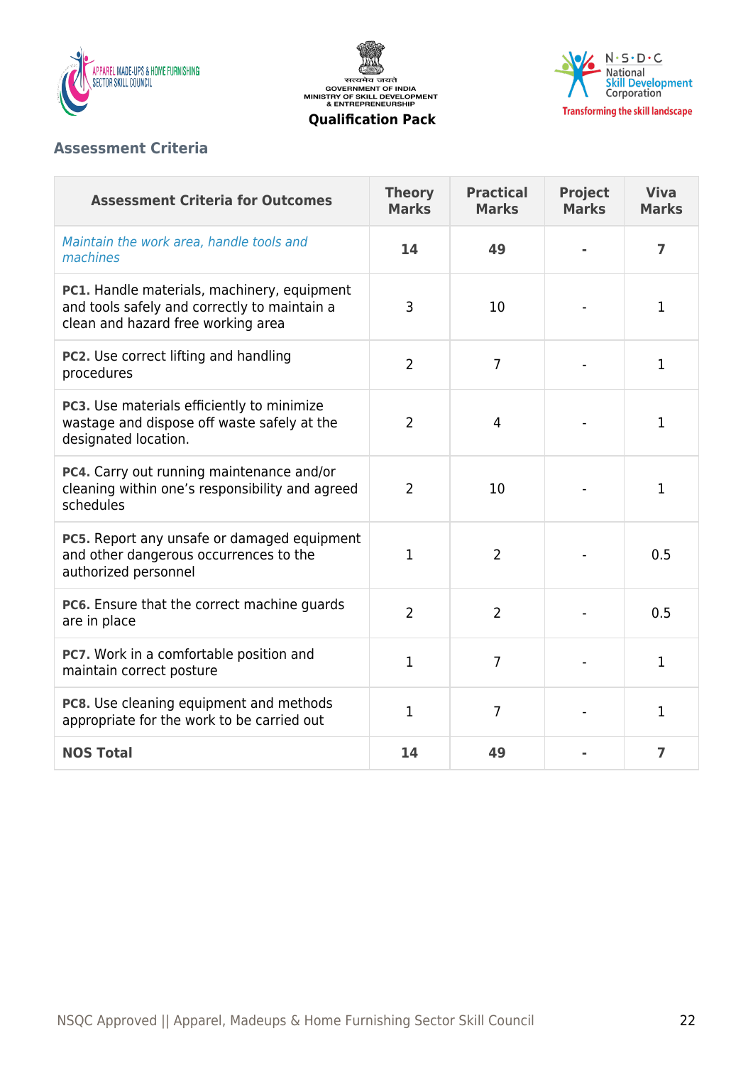## Assessment Criteria

| Assessment Criteria for Outcomes | Theory Marks | Practical Marks | Project Marks | Viva Marks |
|---|---|---|---|---|
| *Maintain the work area, handle tools and machines* | **14** | **49** | **-** | **7** |
| **PC1.** Handle materials, machinery, equipment and tools safely and correctly to maintain a clean and hazard free working area | 3 | 10 | - | 1 |
| **PC2.** Use correct lifting and handling procedures | 2 | 7 | - | 1 |
| **PC3.** Use materials efficiently to minimize wastage and dispose off waste safely at the designated location. | 2 | 4 | - | 1 |
| **PC4.** Carry out running maintenance and/or cleaning within one's responsibility and agreed schedules | 2 | 10 | - | 1 |
| **PC5.** Report any unsafe or damaged equipment and other dangerous occurrences to the authorized personnel | 1 | 2 | - | 0.5 |
| **PC6.** Ensure that the correct machine guards are in place | 2 | 2 | - | 0.5 |
| **PC7.** Work in a comfortable position and maintain correct posture | 1 | 7 | - | 1 |
| **PC8.** Use cleaning equipment and methods appropriate for the work to be carried out | 1 | 7 | - | 1 |
| **NOS Total** | **14** | **49** | **-** | **7** |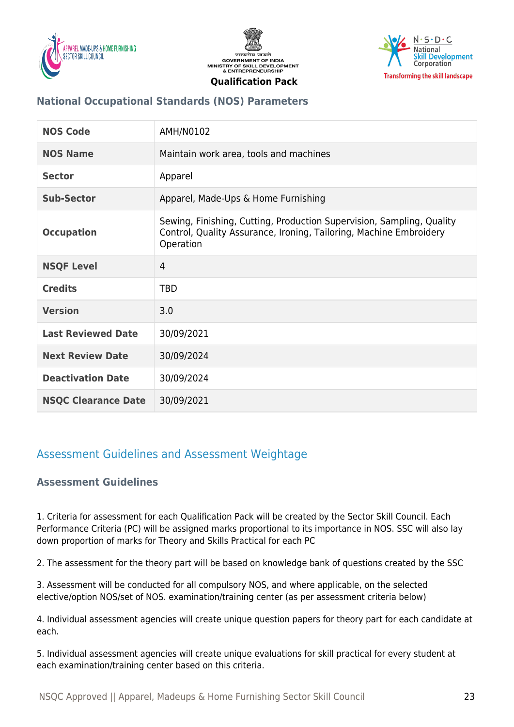### National Occupational Standards (NOS) Parameters

| NOS Code | AMH/N0102 |
|---|---|
| NOS Name | Maintain work area, tools and machines |
| Sector | Apparel |
| Sub-Sector | Apparel, Made-Ups & Home Furnishing |
| Occupation | Sewing, Finishing, Cutting, Production Supervision, Sampling, Quality Control, Quality Assurance, Ironing, Tailoring, Machine Embroidery Operation |
| NSQF Level | 4 |
| Credits | TBD |
| Version | 3.0 |
| Last Reviewed Date | 30/09/2021 |
| Next Review Date | 30/09/2024 |
| Deactivation Date | 30/09/2024 |
| NSQC Clearance Date | 30/09/2021 |

## Assessment Guidelines and Assessment Weightage

### Assessment Guidelines

1. Criteria for assessment for each Qualification Pack will be created by the Sector Skill Council. Each Performance Criteria (PC) will be assigned marks proportional to its importance in NOS. SSC will also lay down proportion of marks for Theory and Skills Practical for each PC

2. The assessment for the theory part will be based on knowledge bank of questions created by the SSC

3. Assessment will be conducted for all compulsory NOS, and where applicable, on the selected elective/option NOS/set of NOS. examination/training center (as per assessment criteria below)

4. Individual assessment agencies will create unique question papers for theory part for each candidate at each.

5. Individual assessment agencies will create unique evaluations for skill practical for every student at each examination/training center based on this criteria.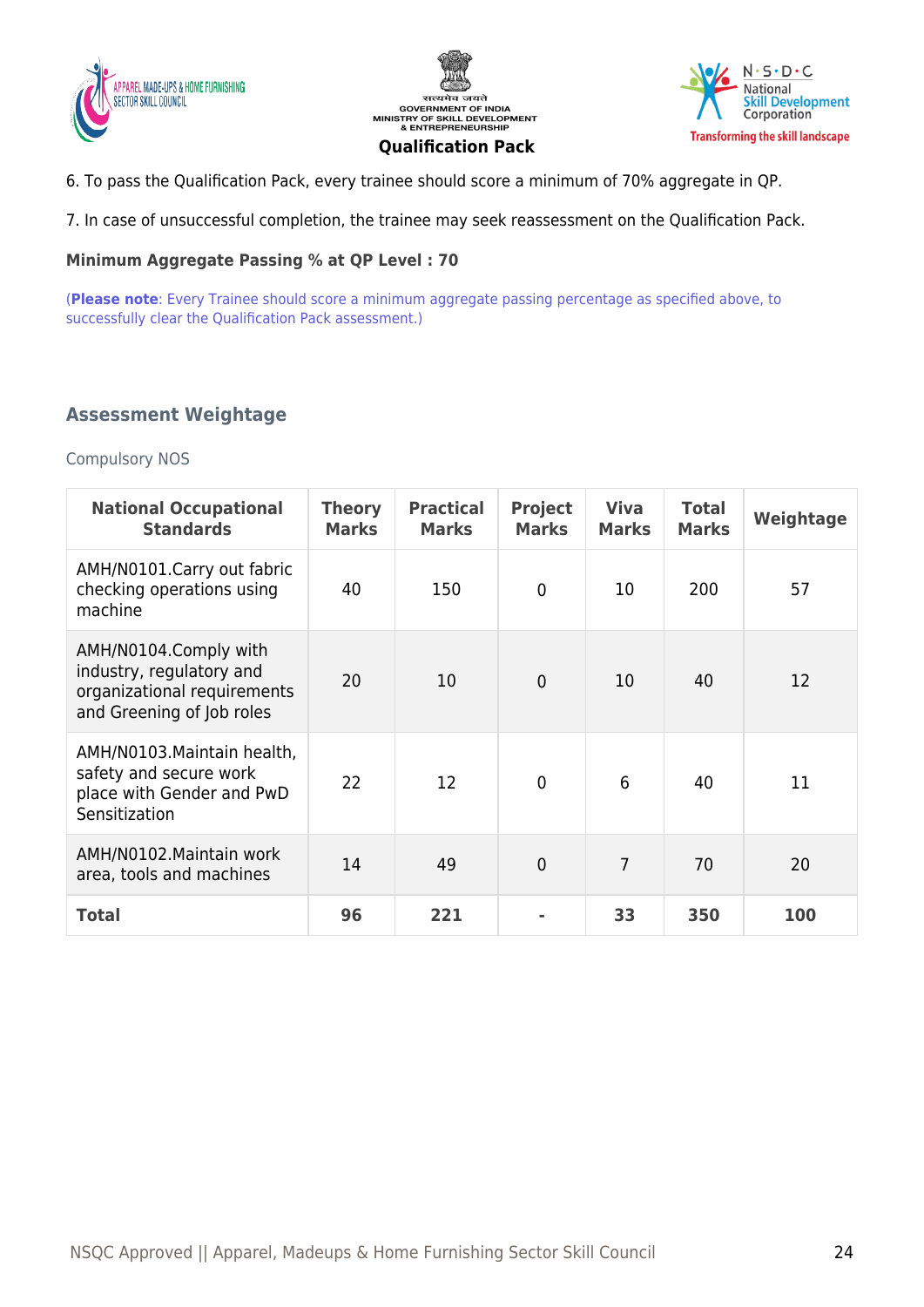6. To pass the Qualification Pack, every trainee should score a minimum of 70% aggregate in QP.

7. In case of unsuccessful completion, the trainee may seek reassessment on the Qualification Pack.

**Minimum Aggregate Passing % at QP Level : 70**

(**Please note**: Every Trainee should score a minimum aggregate passing percentage as specified above, to successfully clear the Qualification Pack assessment.)

## Assessment Weightage

Compulsory NOS

| National Occupational Standards | Theory Marks | Practical Marks | Project Marks | Viva Marks | Total Marks | Weightage |
|---|---|---|---|---|---|---|
| AMH/N0101.Carry out fabric checking operations using machine | 40 | 150 | 0 | 10 | 200 | 57 |
| AMH/N0104.Comply with industry, regulatory and organizational requirements and Greening of Job roles | 20 | 10 | 0 | 10 | 40 | 12 |
| AMH/N0103.Maintain health, safety and secure work place with Gender and PwD Sensitization | 22 | 12 | 0 | 6 | 40 | 11 |
| AMH/N0102.Maintain work area, tools and machines | 14 | 49 | 0 | 7 | 70 | 20 |
| **Total** | **96** | **221** | **-** | **33** | **350** | **100** |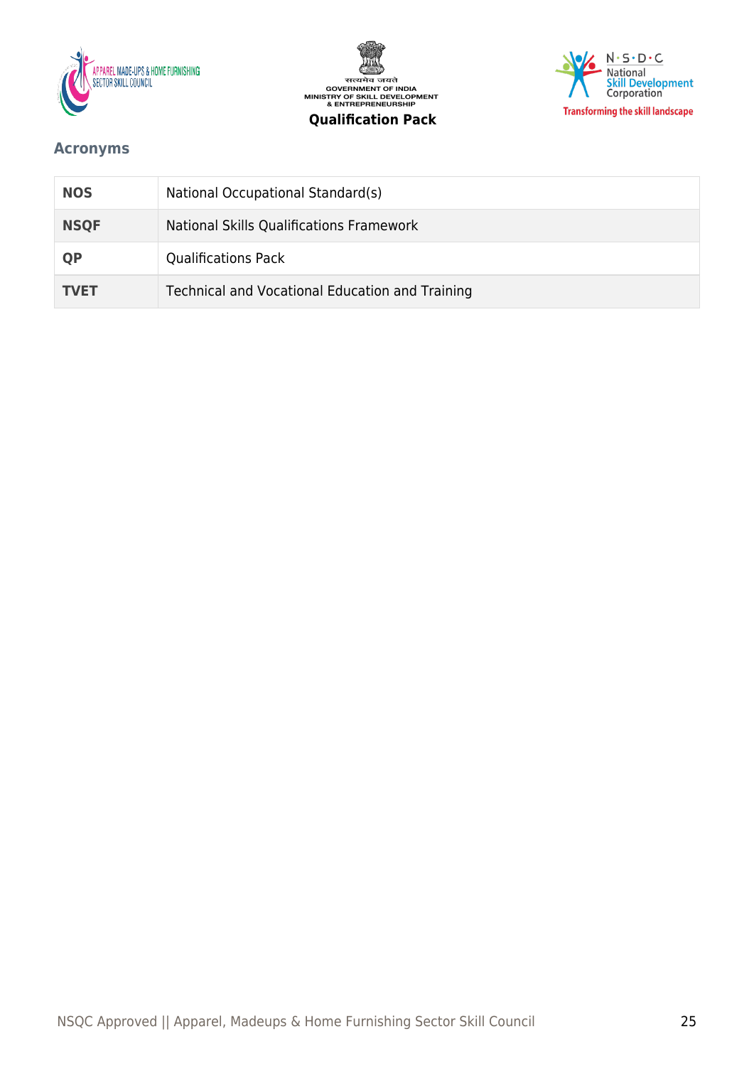## Acronyms

| | |
|---|---|
| **NOS** | National Occupational Standard(s) |
| **NSQF** | National Skills Qualifications Framework |
| **QP** | Qualifications Pack |
| **TVET** | Technical and Vocational Education and Training |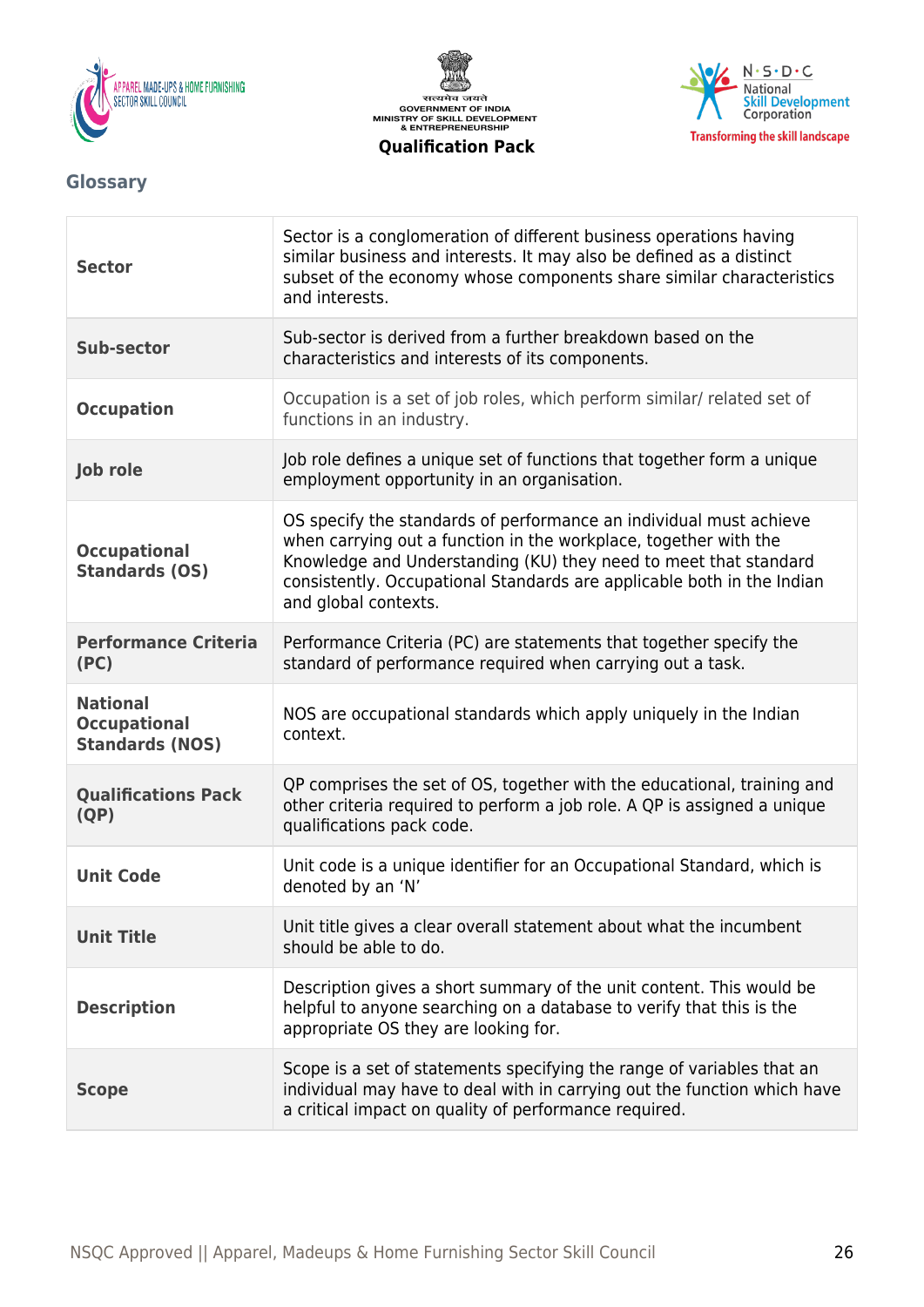## Glossary

| | |
|---|---|
| **Sector** | Sector is a conglomeration of different business operations having similar business and interests. It may also be defined as a distinct subset of the economy whose components share similar characteristics and interests. |
| **Sub-sector** | Sub-sector is derived from a further breakdown based on the characteristics and interests of its components. |
| **Occupation** | Occupation is a set of job roles, which perform similar/ related set of functions in an industry. |
| **Job role** | Job role defines a unique set of functions that together form a unique employment opportunity in an organisation. |
| **Occupational Standards (OS)** | OS specify the standards of performance an individual must achieve when carrying out a function in the workplace, together with the Knowledge and Understanding (KU) they need to meet that standard consistently. Occupational Standards are applicable both in the Indian and global contexts. |
| **Performance Criteria (PC)** | Performance Criteria (PC) are statements that together specify the standard of performance required when carrying out a task. |
| **National Occupational Standards (NOS)** | NOS are occupational standards which apply uniquely in the Indian context. |
| **Qualifications Pack (QP)** | QP comprises the set of OS, together with the educational, training and other criteria required to perform a job role. A QP is assigned a unique qualifications pack code. |
| **Unit Code** | Unit code is a unique identifier for an Occupational Standard, which is denoted by an 'N' |
| **Unit Title** | Unit title gives a clear overall statement about what the incumbent should be able to do. |
| **Description** | Description gives a short summary of the unit content. This would be helpful to anyone searching on a database to verify that this is the appropriate OS they are looking for. |
| **Scope** | Scope is a set of statements specifying the range of variables that an individual may have to deal with in carrying out the function which have a critical impact on quality of performance required. |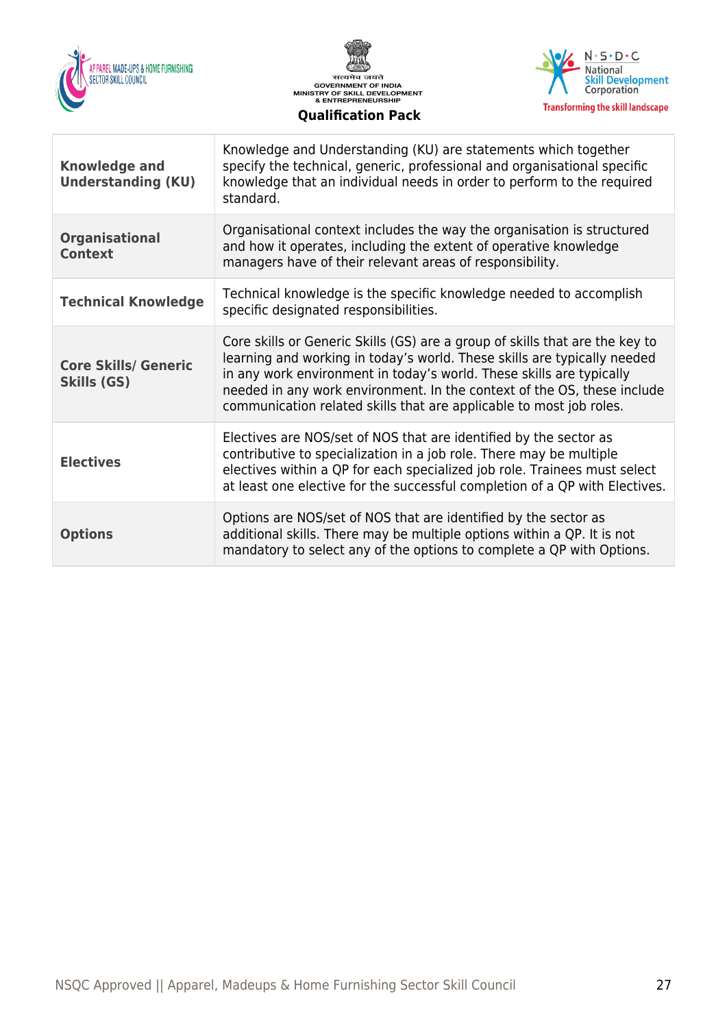| | |
|---|---|
| **Knowledge and Understanding (KU)** | Knowledge and Understanding (KU) are statements which together specify the technical, generic, professional and organisational specific knowledge that an individual needs in order to perform to the required standard. |
| **Organisational Context** | Organisational context includes the way the organisation is structured and how it operates, including the extent of operative knowledge managers have of their relevant areas of responsibility. |
| **Technical Knowledge** | Technical knowledge is the specific knowledge needed to accomplish specific designated responsibilities. |
| **Core Skills/ Generic Skills (GS)** | Core skills or Generic Skills (GS) are a group of skills that are the key to learning and working in today's world. These skills are typically needed in any work environment in today's world. These skills are typically needed in any work environment. In the context of the OS, these include communication related skills that are applicable to most job roles. |
| **Electives** | Electives are NOS/set of NOS that are identified by the sector as contributive to specialization in a job role. There may be multiple electives within a QP for each specialized job role. Trainees must select at least one elective for the successful completion of a QP with Electives. |
| **Options** | Options are NOS/set of NOS that are identified by the sector as additional skills. There may be multiple options within a QP. It is not mandatory to select any of the options to complete a QP with Options. |